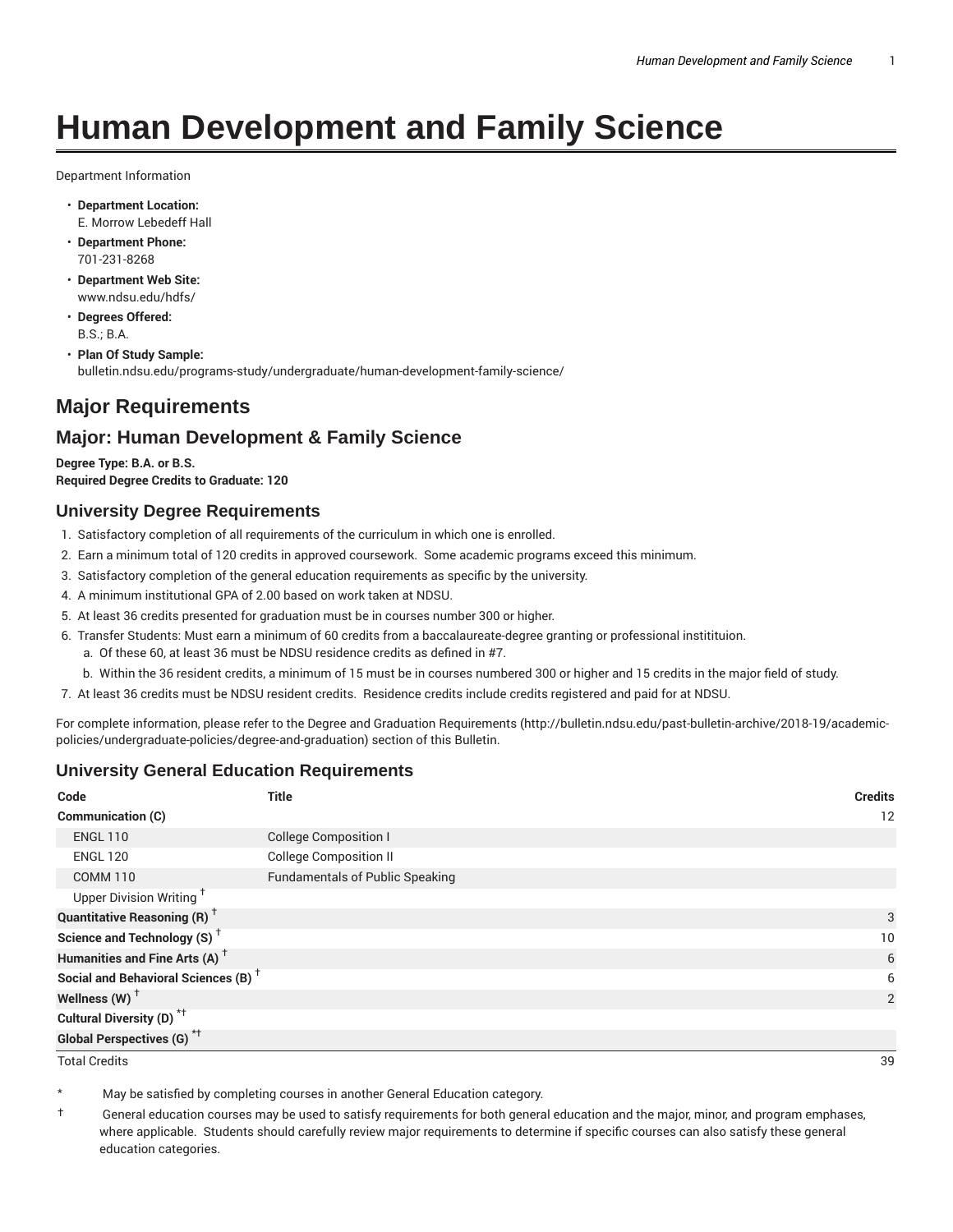# Human Development and Family Science

Department Information

- **Department Location:**
  E. Morrow Lebedeff Hall
- **Department Phone:**
  701-231-8268
- **Department Web Site:**
  www.ndsu.edu/hdfs/
- **Degrees Offered:**
  B.S.; B.A.
- **Plan Of Study Sample:**
  bulletin.ndsu.edu/programs-study/undergraduate/human-development-family-science/

## Major Requirements

## Major: Human Development & Family Science

**Degree Type: B.A. or B.S.**
**Required Degree Credits to Graduate: 120**

### University Degree Requirements

1. Satisfactory completion of all requirements of the curriculum in which one is enrolled.
2. Earn a minimum total of 120 credits in approved coursework. Some academic programs exceed this minimum.
3. Satisfactory completion of the general education requirements as specific by the university.
4. A minimum institutional GPA of 2.00 based on work taken at NDSU.
5. At least 36 credits presented for graduation must be in courses number 300 or higher.
6. Transfer Students: Must earn a minimum of 60 credits from a baccalaureate-degree granting or professional instititiuon.
   a. Of these 60, at least 36 must be NDSU residence credits as defined in #7.
   b. Within the 36 resident credits, a minimum of 15 must be in courses numbered 300 or higher and 15 credits in the major field of study.
7. At least 36 credits must be NDSU resident credits. Residence credits include credits registered and paid for at NDSU.

For complete information, please refer to the Degree and Graduation Requirements (http://bulletin.ndsu.edu/past-bulletin-archive/2018-19/academic-policies/undergraduate-policies/degree-and-graduation) section of this Bulletin.

### University General Education Requirements

| Code | Title | Credits |
|---|---|---|
| **Communication (C)** | | 12 |
| ENGL 110 | College Composition I | |
| ENGL 120 | College Composition II | |
| COMM 110 | Fundamentals of Public Speaking | |
| Upper Division Writing † | | |
| **Quantitative Reasoning (R) †** | | 3 |
| **Science and Technology (S) †** | | 10 |
| **Humanities and Fine Arts (A) †** | | 6 |
| **Social and Behavioral Sciences (B) †** | | 6 |
| **Wellness (W) †** | | 2 |
| **Cultural Diversity (D) *†** | | |
| **Global Perspectives (G) *†** | | |
| Total Credits | | 39 |

\* May be satisfied by completing courses in another General Education category.

† General education courses may be used to satisfy requirements for both general education and the major, minor, and program emphases, where applicable. Students should carefully review major requirements to determine if specific courses can also satisfy these general education categories.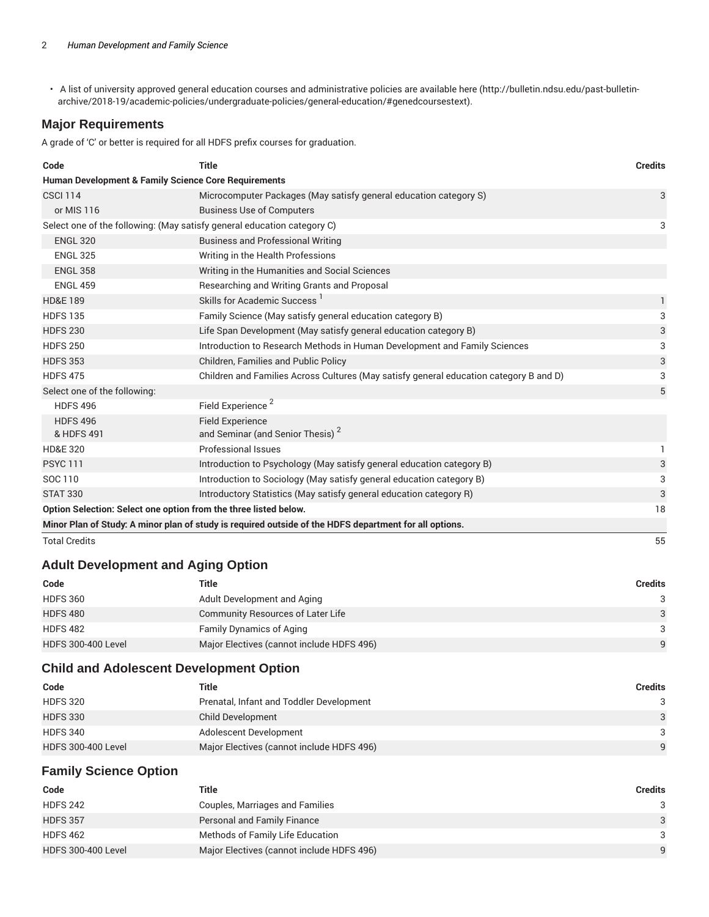- A list of university approved general education courses and administrative policies are available here (http://bulletin.ndsu.edu/past-bulletin-archive/2018-19/academic-policies/undergraduate-policies/general-education/#genedcoursestext).

## Major Requirements

A grade of 'C' or better is required for all HDFS prefix courses for graduation.

| Code | Title | Credits |
|---|---|---|
| **Human Development & Family Science Core Requirements** | | |
| CSCI 114 | Microcomputer Packages (May satisfy general education category S) | 3 |
| or MIS 116 | Business Use of Computers | |
| Select one of the following: (May satisfy general education category C) | | 3 |
| ENGL 320 | Business and Professional Writing | |
| ENGL 325 | Writing in the Health Professions | |
| ENGL 358 | Writing in the Humanities and Social Sciences | |
| ENGL 459 | Researching and Writing Grants and Proposal | |
| HD&E 189 | Skills for Academic Success [1] | 1 |
| HDFS 135 | Family Science (May satisfy general education category B) | 3 |
| HDFS 230 | Life Span Development (May satisfy general education category B) | 3 |
| HDFS 250 | Introduction to Research Methods in Human Development and Family Sciences | 3 |
| HDFS 353 | Children, Families and Public Policy | 3 |
| HDFS 475 | Children and Families Across Cultures (May satisfy general education category B and D) | 3 |
| Select one of the following: | | 5 |
| HDFS 496 | Field Experience [2] | |
| HDFS 496 & HDFS 491 | Field Experience and Seminar (and Senior Thesis) [2] | |
| HD&E 320 | Professional Issues | 1 |
| PSYC 111 | Introduction to Psychology (May satisfy general education category B) | 3 |
| SOC 110 | Introduction to Sociology (May satisfy general education category B) | 3 |
| STAT 330 | Introductory Statistics (May satisfy general education category R) | 3 |
| **Option Selection: Select one option from the three listed below.** | | 18 |
| **Minor Plan of Study: A minor plan of study is required outside of the HDFS department for all options.** | | |
| Total Credits | | 55 |

## Adult Development and Aging Option

| Code | Title | Credits |
|---|---|---|
| HDFS 360 | Adult Development and Aging | 3 |
| HDFS 480 | Community Resources of Later Life | 3 |
| HDFS 482 | Family Dynamics of Aging | 3 |
| HDFS 300-400 Level | Major Electives (cannot include HDFS 496) | 9 |

## Child and Adolescent Development Option

| Code | Title | Credits |
|---|---|---|
| HDFS 320 | Prenatal, Infant and Toddler Development | 3 |
| HDFS 330 | Child Development | 3 |
| HDFS 340 | Adolescent Development | 3 |
| HDFS 300-400 Level | Major Electives (cannot include HDFS 496) | 9 |

## Family Science Option

| Code | Title | Credits |
|---|---|---|
| HDFS 242 | Couples, Marriages and Families | 3 |
| HDFS 357 | Personal and Family Finance | 3 |
| HDFS 462 | Methods of Family Life Education | 3 |
| HDFS 300-400 Level | Major Electives (cannot include HDFS 496) | 9 |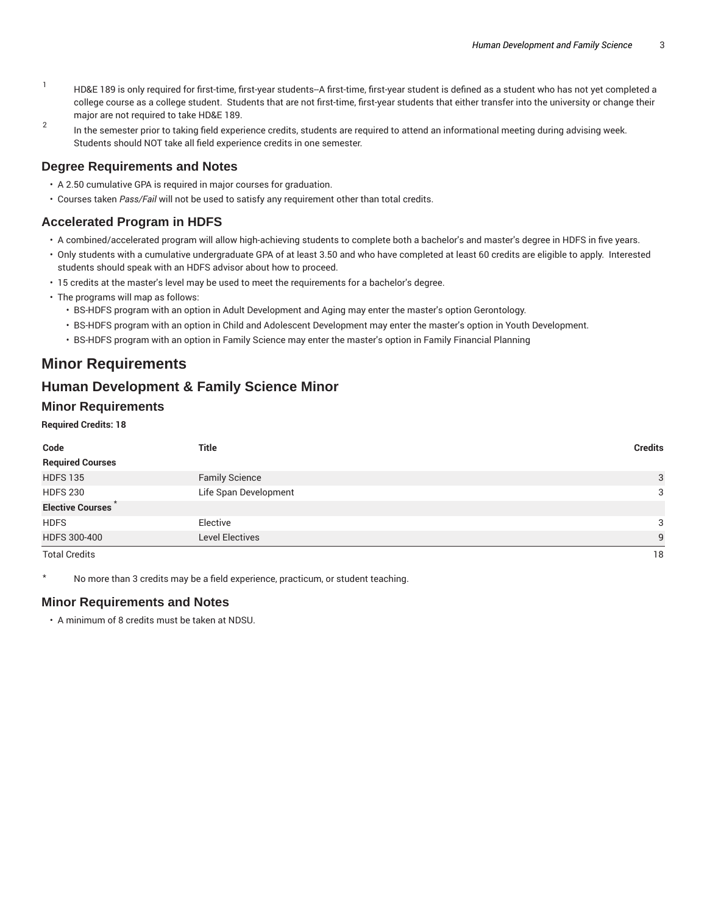1. HD&E 189 is only required for first-time, first-year students--A first-time, first-year student is defined as a student who has not yet completed a college course as a college student. Students that are not first-time, first-year students that either transfer into the university or change their major are not required to take HD&E 189.
2. In the semester prior to taking field experience credits, students are required to attend an informational meeting during advising week. Students should NOT take all field experience credits in one semester.

### Degree Requirements and Notes

- A 2.50 cumulative GPA is required in major courses for graduation.
- Courses taken *Pass/Fail* will not be used to satisfy any requirement other than total credits.

### Accelerated Program in HDFS

- A combined/accelerated program will allow high-achieving students to complete both a bachelor's and master's degree in HDFS in five years.
- Only students with a cumulative undergraduate GPA of at least 3.50 and who have completed at least 60 credits are eligible to apply. Interested students should speak with an HDFS advisor about how to proceed.
- 15 credits at the master's level may be used to meet the requirements for a bachelor's degree.
- The programs will map as follows:
  - BS-HDFS program with an option in Adult Development and Aging may enter the master's option Gerontology.
  - BS-HDFS program with an option in Child and Adolescent Development may enter the master's option in Youth Development.
  - BS-HDFS program with an option in Family Science may enter the master's option in Family Financial Planning

# Minor Requirements

## Human Development & Family Science Minor

### Minor Requirements

**Required Credits: 18**

| Code | Title | Credits |
|---|---|---|
| **Required Courses** | | |
| HDFS 135 | Family Science | 3 |
| HDFS 230 | Life Span Development | 3 |
| **Elective Courses** * | | |
| HDFS | Elective | 3 |
| HDFS 300-400 | Level Electives | 9 |
| Total Credits | | 18 |

\* No more than 3 credits may be a field experience, practicum, or student teaching.

### Minor Requirements and Notes

- A minimum of 8 credits must be taken at NDSU.